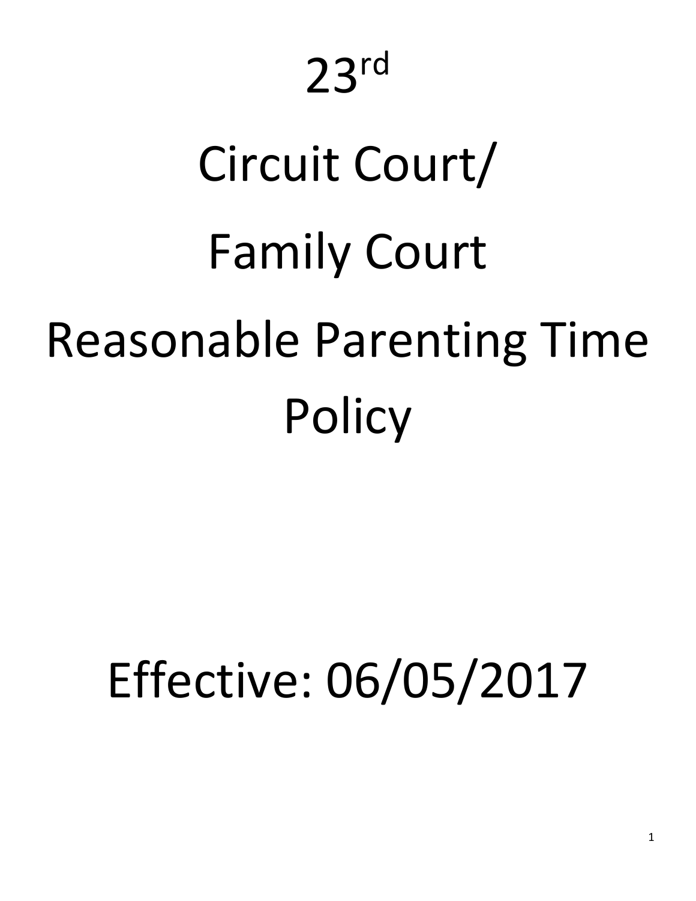# 23rd

# Circuit Court/

# Family Court

# Reasonable Parenting Time Policy

# Effective: 06/05/2017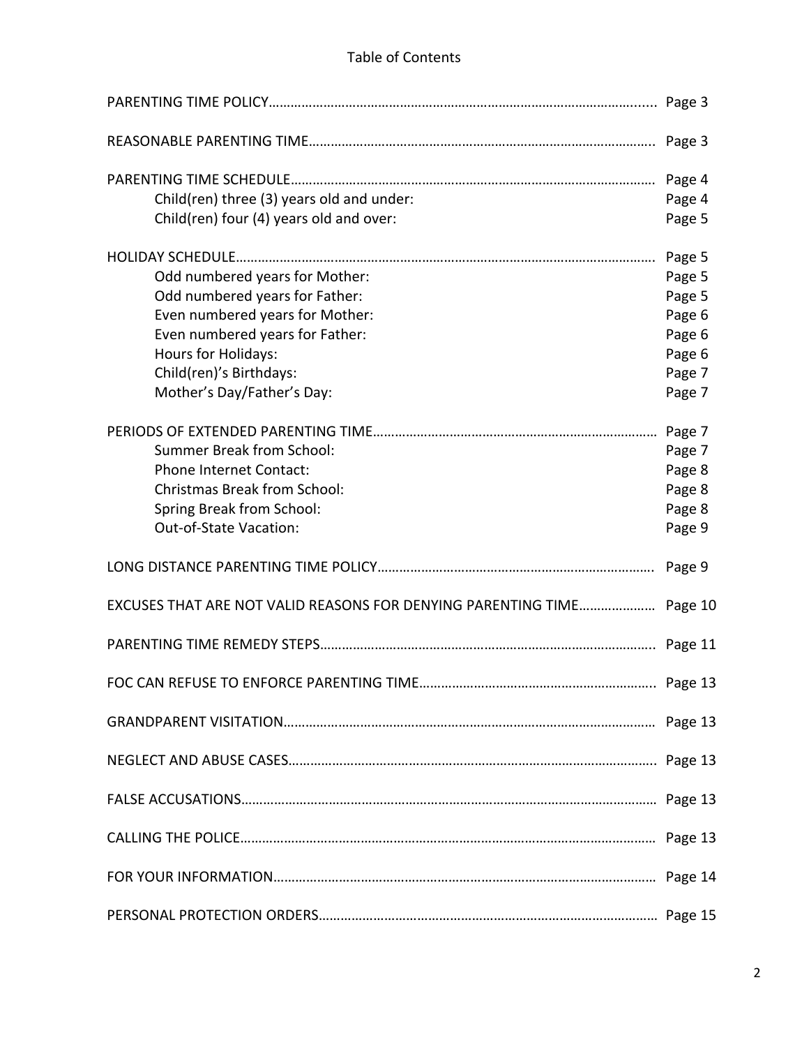# Table of Contents

| | |
|---|---|
| PARENTING TIME POLICY | Page 3 |
| REASONABLE PARENTING TIME | Page 3 |
| PARENTING TIME SCHEDULE | Page 4 |
| Child(ren) three (3) years old and under: | Page 4 |
| Child(ren) four (4) years old and over: | Page 5 |
| HOLIDAY SCHEDULE | Page 5 |
| Odd numbered years for Mother: | Page 5 |
| Odd numbered years for Father: | Page 5 |
| Even numbered years for Mother: | Page 6 |
| Even numbered years for Father: | Page 6 |
| Hours for Holidays: | Page 6 |
| Child(ren)'s Birthdays: | Page 7 |
| Mother's Day/Father's Day: | Page 7 |
| PERIODS OF EXTENDED PARENTING TIME | Page 7 |
| Summer Break from School: | Page 7 |
| Phone Internet Contact: | Page 8 |
| Christmas Break from School: | Page 8 |
| Spring Break from School: | Page 8 |
| Out-of-State Vacation: | Page 9 |
| LONG DISTANCE PARENTING TIME POLICY | Page 9 |
| EXCUSES THAT ARE NOT VALID REASONS FOR DENYING PARENTING TIME | Page 10 |
| PARENTING TIME REMEDY STEPS | Page 11 |
| FOC CAN REFUSE TO ENFORCE PARENTING TIME | Page 13 |
| GRANDPARENT VISITATION | Page 13 |
| NEGLECT AND ABUSE CASES | Page 13 |
| FALSE ACCUSATIONS | Page 13 |
| CALLING THE POLICE | Page 13 |
| FOR YOUR INFORMATION | Page 14 |
| PERSONAL PROTECTION ORDERS | Page 15 |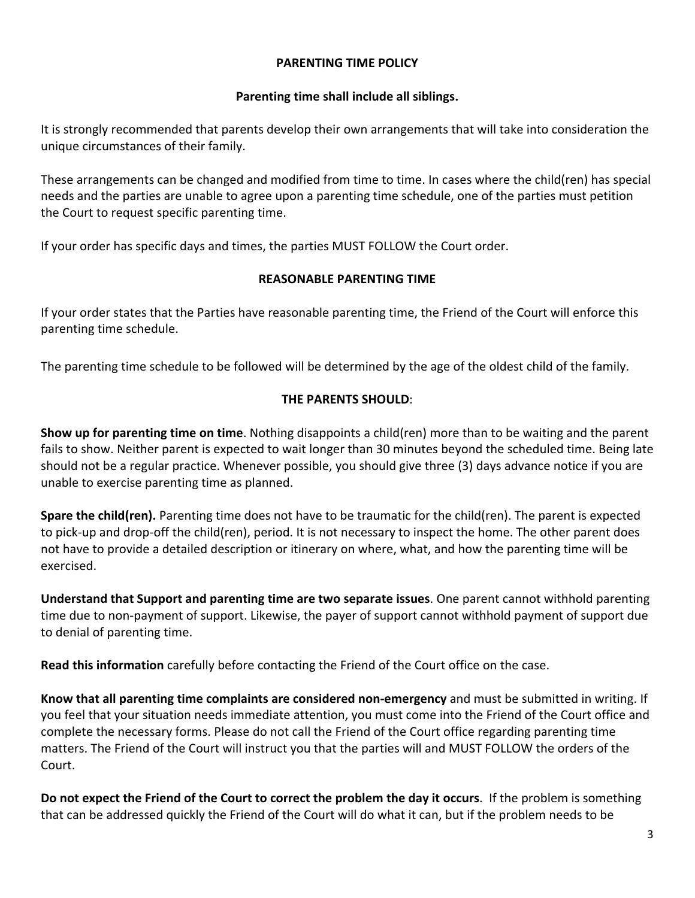## PARENTING TIME POLICY

**Parenting time shall include all siblings.**

It is strongly recommended that parents develop their own arrangements that will take into consideration the unique circumstances of their family.

These arrangements can be changed and modified from time to time. In cases where the child(ren) has special needs and the parties are unable to agree upon a parenting time schedule, one of the parties must petition the Court to request specific parenting time.

If your order has specific days and times, the parties MUST FOLLOW the Court order.

## REASONABLE PARENTING TIME

If your order states that the Parties have reasonable parenting time, the Friend of the Court will enforce this parenting time schedule.

The parenting time schedule to be followed will be determined by the age of the oldest child of the family.

### THE PARENTS SHOULD:

**Show up for parenting time on time**. Nothing disappoints a child(ren) more than to be waiting and the parent fails to show. Neither parent is expected to wait longer than 30 minutes beyond the scheduled time. Being late should not be a regular practice. Whenever possible, you should give three (3) days advance notice if you are unable to exercise parenting time as planned.

**Spare the child(ren).** Parenting time does not have to be traumatic for the child(ren). The parent is expected to pick-up and drop-off the child(ren), period. It is not necessary to inspect the home. The other parent does not have to provide a detailed description or itinerary on where, what, and how the parenting time will be exercised.

**Understand that Support and parenting time are two separate issues**. One parent cannot withhold parenting time due to non-payment of support. Likewise, the payer of support cannot withhold payment of support due to denial of parenting time.

**Read this information** carefully before contacting the Friend of the Court office on the case.

**Know that all parenting time complaints are considered non-emergency** and must be submitted in writing. If you feel that your situation needs immediate attention, you must come into the Friend of the Court office and complete the necessary forms. Please do not call the Friend of the Court office regarding parenting time matters. The Friend of the Court will instruct you that the parties will and MUST FOLLOW the orders of the Court.

**Do not expect the Friend of the Court to correct the problem the day it occurs**. If the problem is something that can be addressed quickly the Friend of the Court will do what it can, but if the problem needs to be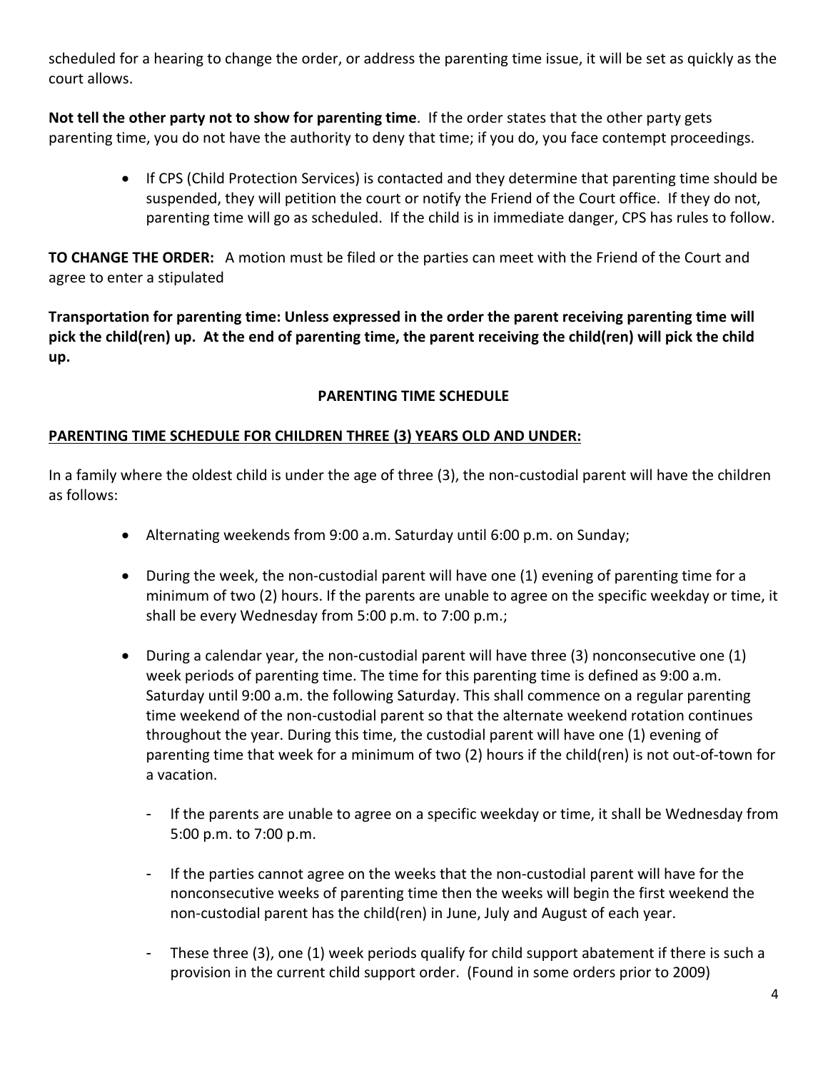scheduled for a hearing to change the order, or address the parenting time issue, it will be set as quickly as the court allows.

**Not tell the other party not to show for parenting time**. If the order states that the other party gets parenting time, you do not have the authority to deny that time; if you do, you face contempt proceedings.

- If CPS (Child Protection Services) is contacted and they determine that parenting time should be suspended, they will petition the court or notify the Friend of the Court office. If they do not, parenting time will go as scheduled. If the child is in immediate danger, CPS has rules to follow.

**TO CHANGE THE ORDER:** A motion must be filed or the parties can meet with the Friend of the Court and agree to enter a stipulated

**Transportation for parenting time: Unless expressed in the order the parent receiving parenting time will pick the child(ren) up. At the end of parenting time, the parent receiving the child(ren) will pick the child up.**

## PARENTING TIME SCHEDULE

### PARENTING TIME SCHEDULE FOR CHILDREN THREE (3) YEARS OLD AND UNDER:

In a family where the oldest child is under the age of three (3), the non-custodial parent will have the children as follows:

- Alternating weekends from 9:00 a.m. Saturday until 6:00 p.m. on Sunday;

- During the week, the non-custodial parent will have one (1) evening of parenting time for a minimum of two (2) hours. If the parents are unable to agree on the specific weekday or time, it shall be every Wednesday from 5:00 p.m. to 7:00 p.m.;

- During a calendar year, the non-custodial parent will have three (3) nonconsecutive one (1) week periods of parenting time. The time for this parenting time is defined as 9:00 a.m. Saturday until 9:00 a.m. the following Saturday. This shall commence on a regular parenting time weekend of the non-custodial parent so that the alternate weekend rotation continues throughout the year. During this time, the custodial parent will have one (1) evening of parenting time that week for a minimum of two (2) hours if the child(ren) is not out-of-town for a vacation.

  - If the parents are unable to agree on a specific weekday or time, it shall be Wednesday from 5:00 p.m. to 7:00 p.m.

  - If the parties cannot agree on the weeks that the non-custodial parent will have for the nonconsecutive weeks of parenting time then the weeks will begin the first weekend the non-custodial parent has the child(ren) in June, July and August of each year.

  - These three (3), one (1) week periods qualify for child support abatement if there is such a provision in the current child support order. (Found in some orders prior to 2009)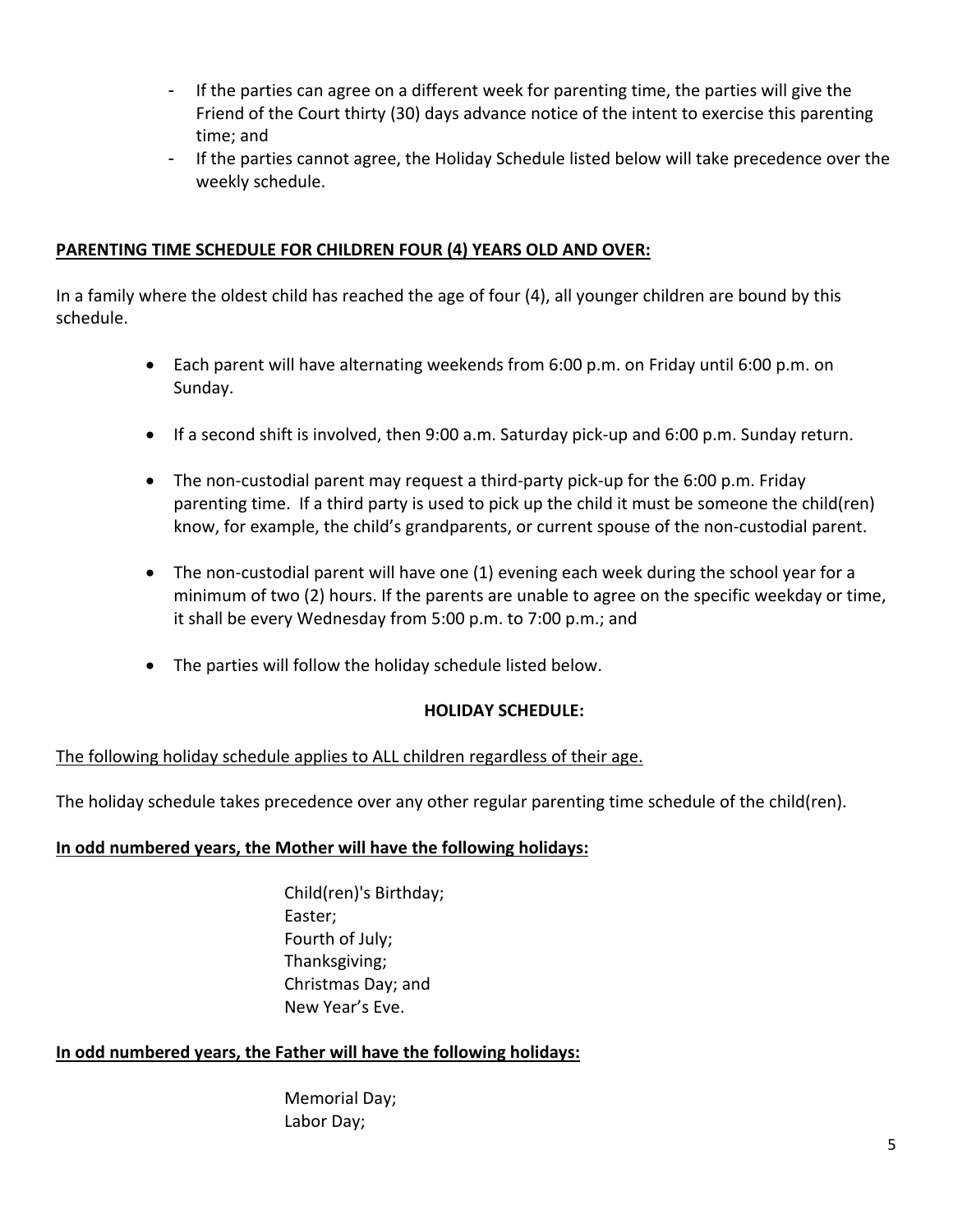- If the parties can agree on a different week for parenting time, the parties will give the Friend of the Court thirty (30) days advance notice of the intent to exercise this parenting time; and
- If the parties cannot agree, the Holiday Schedule listed below will take precedence over the weekly schedule.

**PARENTING TIME SCHEDULE FOR CHILDREN FOUR (4) YEARS OLD AND OVER:**

In a family where the oldest child has reached the age of four (4), all younger children are bound by this schedule.

- Each parent will have alternating weekends from 6:00 p.m. on Friday until 6:00 p.m. on Sunday.
- If a second shift is involved, then 9:00 a.m. Saturday pick-up and 6:00 p.m. Sunday return.
- The non-custodial parent may request a third-party pick-up for the 6:00 p.m. Friday parenting time. If a third party is used to pick up the child it must be someone the child(ren) know, for example, the child's grandparents, or current spouse of the non-custodial parent.
- The non-custodial parent will have one (1) evening each week during the school year for a minimum of two (2) hours. If the parents are unable to agree on the specific weekday or time, it shall be every Wednesday from 5:00 p.m. to 7:00 p.m.; and
- The parties will follow the holiday schedule listed below.

**HOLIDAY SCHEDULE:**

<u>The following holiday schedule applies to ALL children regardless of their age.</u>

The holiday schedule takes precedence over any other regular parenting time schedule of the child(ren).

**In odd numbered years, the Mother will have the following holidays:**

Child(ren)'s Birthday;
Easter;
Fourth of July;
Thanksgiving;
Christmas Day; and
New Year's Eve.

**In odd numbered years, the Father will have the following holidays:**

Memorial Day;
Labor Day;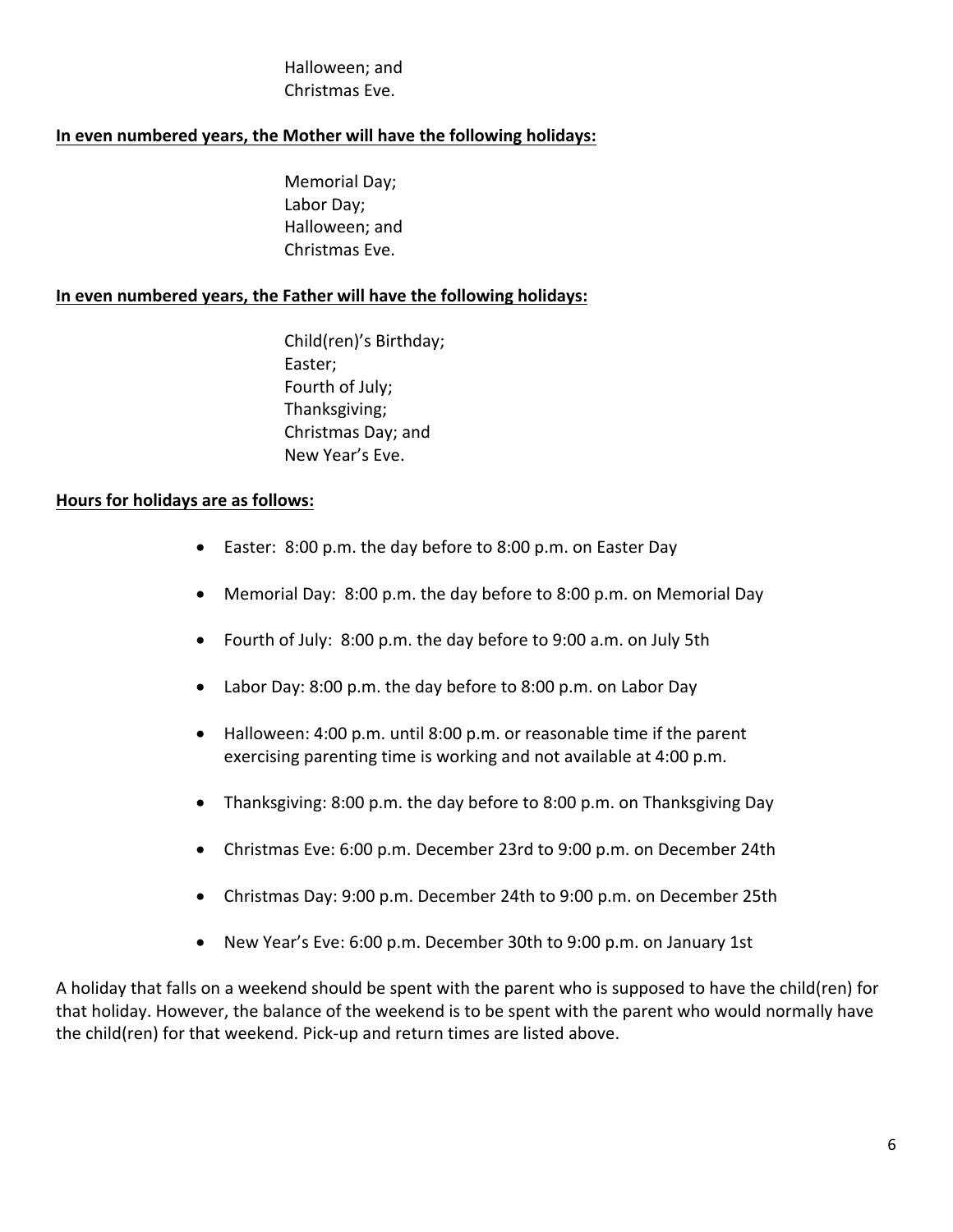Halloween; and
Christmas Eve.

**<u>In even numbered years, the Mother will have the following holidays:</u>**

Memorial Day;
Labor Day;
Halloween; and
Christmas Eve.

**<u>In even numbered years, the Father will have the following holidays:</u>**

Child(ren)'s Birthday;
Easter;
Fourth of July;
Thanksgiving;
Christmas Day; and
New Year's Eve.

**<u>Hours for holidays are as follows:</u>**

- Easter: 8:00 p.m. the day before to 8:00 p.m. on Easter Day
- Memorial Day: 8:00 p.m. the day before to 8:00 p.m. on Memorial Day
- Fourth of July: 8:00 p.m. the day before to 9:00 a.m. on July 5th
- Labor Day: 8:00 p.m. the day before to 8:00 p.m. on Labor Day
- Halloween: 4:00 p.m. until 8:00 p.m. or reasonable time if the parent exercising parenting time is working and not available at 4:00 p.m.
- Thanksgiving: 8:00 p.m. the day before to 8:00 p.m. on Thanksgiving Day
- Christmas Eve: 6:00 p.m. December 23rd to 9:00 p.m. on December 24th
- Christmas Day: 9:00 p.m. December 24th to 9:00 p.m. on December 25th
- New Year's Eve: 6:00 p.m. December 30th to 9:00 p.m. on January 1st

A holiday that falls on a weekend should be spent with the parent who is supposed to have the child(ren) for that holiday. However, the balance of the weekend is to be spent with the parent who would normally have the child(ren) for that weekend. Pick-up and return times are listed above.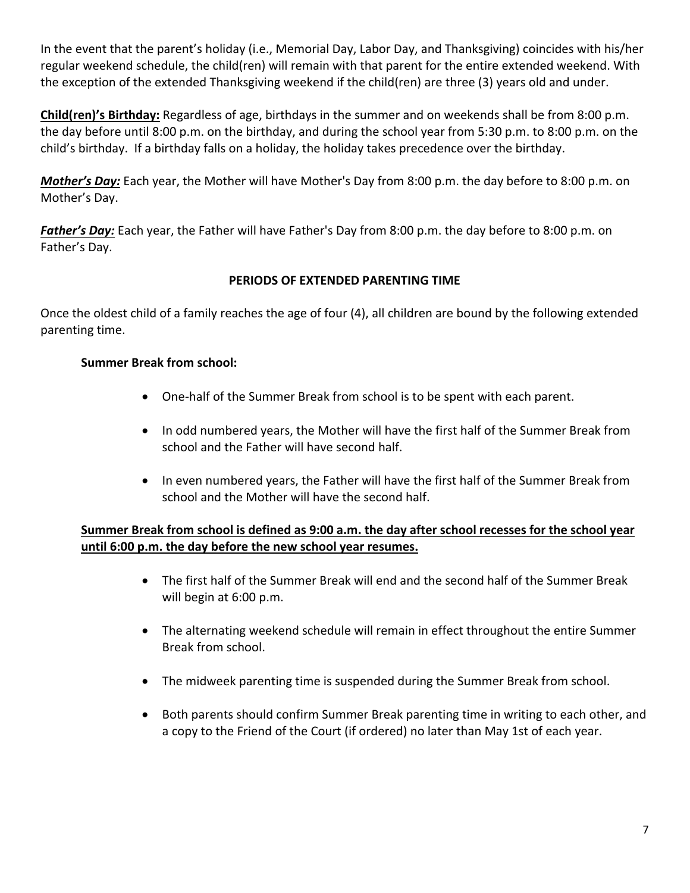In the event that the parent's holiday (i.e., Memorial Day, Labor Day, and Thanksgiving) coincides with his/her regular weekend schedule, the child(ren) will remain with that parent for the entire extended weekend. With the exception of the extended Thanksgiving weekend if the child(ren) are three (3) years old and under.

**<u>Child(ren)'s Birthday:</u>** Regardless of age, birthdays in the summer and on weekends shall be from 8:00 p.m. the day before until 8:00 p.m. on the birthday, and during the school year from 5:30 p.m. to 8:00 p.m. on the child's birthday. If a birthday falls on a holiday, the holiday takes precedence over the birthday.

***<u>Mother's Day:</u>*** Each year, the Mother will have Mother's Day from 8:00 p.m. the day before to 8:00 p.m. on Mother's Day.

***<u>Father's Day:</u>*** Each year, the Father will have Father's Day from 8:00 p.m. the day before to 8:00 p.m. on Father's Day.

## PERIODS OF EXTENDED PARENTING TIME

Once the oldest child of a family reaches the age of four (4), all children are bound by the following extended parenting time.

**Summer Break from school:**

- One-half of the Summer Break from school is to be spent with each parent.
- In odd numbered years, the Mother will have the first half of the Summer Break from school and the Father will have second half.
- In even numbered years, the Father will have the first half of the Summer Break from school and the Mother will have the second half.

**<u>Summer Break from school is defined as 9:00 a.m. the day after school recesses for the school year until 6:00 p.m. the day before the new school year resumes.</u>**

- The first half of the Summer Break will end and the second half of the Summer Break will begin at 6:00 p.m.
- The alternating weekend schedule will remain in effect throughout the entire Summer Break from school.
- The midweek parenting time is suspended during the Summer Break from school.
- Both parents should confirm Summer Break parenting time in writing to each other, and a copy to the Friend of the Court (if ordered) no later than May 1st of each year.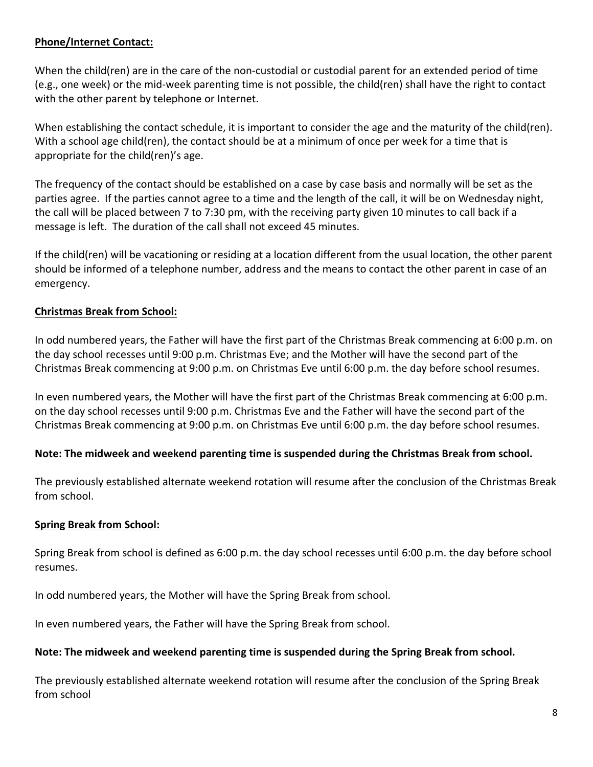**Phone/Internet Contact:**

When the child(ren) are in the care of the non-custodial or custodial parent for an extended period of time (e.g., one week) or the mid-week parenting time is not possible, the child(ren) shall have the right to contact with the other parent by telephone or Internet.

When establishing the contact schedule, it is important to consider the age and the maturity of the child(ren). With a school age child(ren), the contact should be at a minimum of once per week for a time that is appropriate for the child(ren)'s age.

The frequency of the contact should be established on a case by case basis and normally will be set as the parties agree. If the parties cannot agree to a time and the length of the call, it will be on Wednesday night, the call will be placed between 7 to 7:30 pm, with the receiving party given 10 minutes to call back if a message is left. The duration of the call shall not exceed 45 minutes.

If the child(ren) will be vacationing or residing at a location different from the usual location, the other parent should be informed of a telephone number, address and the means to contact the other parent in case of an emergency.

**Christmas Break from School:**

In odd numbered years, the Father will have the first part of the Christmas Break commencing at 6:00 p.m. on the day school recesses until 9:00 p.m. Christmas Eve; and the Mother will have the second part of the Christmas Break commencing at 9:00 p.m. on Christmas Eve until 6:00 p.m. the day before school resumes.

In even numbered years, the Mother will have the first part of the Christmas Break commencing at 6:00 p.m. on the day school recesses until 9:00 p.m. Christmas Eve and the Father will have the second part of the Christmas Break commencing at 9:00 p.m. on Christmas Eve until 6:00 p.m. the day before school resumes.

**Note: The midweek and weekend parenting time is suspended during the Christmas Break from school.**

The previously established alternate weekend rotation will resume after the conclusion of the Christmas Break from school.

**Spring Break from School:**

Spring Break from school is defined as 6:00 p.m. the day school recesses until 6:00 p.m. the day before school resumes.

In odd numbered years, the Mother will have the Spring Break from school.

In even numbered years, the Father will have the Spring Break from school.

**Note: The midweek and weekend parenting time is suspended during the Spring Break from school.**

The previously established alternate weekend rotation will resume after the conclusion of the Spring Break from school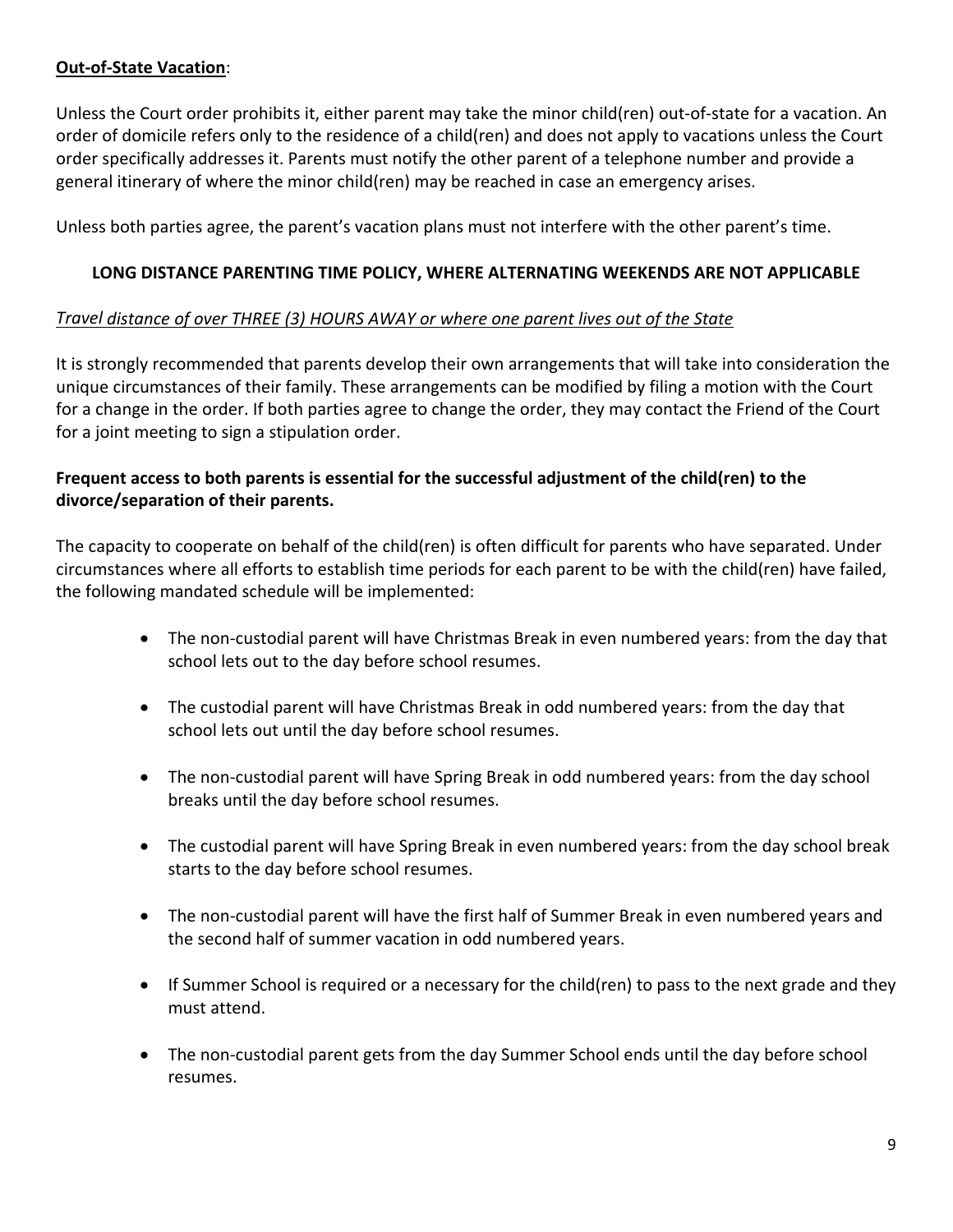**Out-of-State Vacation**:

Unless the Court order prohibits it, either parent may take the minor child(ren) out-of-state for a vacation. An order of domicile refers only to the residence of a child(ren) and does not apply to vacations unless the Court order specifically addresses it. Parents must notify the other parent of a telephone number and provide a general itinerary of where the minor child(ren) may be reached in case an emergency arises.

Unless both parties agree, the parent's vacation plans must not interfere with the other parent's time.

## LONG DISTANCE PARENTING TIME POLICY, WHERE ALTERNATING WEEKENDS ARE NOT APPLICABLE

*Travel distance of over THREE (3) HOURS AWAY or where one parent lives out of the State*

It is strongly recommended that parents develop their own arrangements that will take into consideration the unique circumstances of their family. These arrangements can be modified by filing a motion with the Court for a change in the order. If both parties agree to change the order, they may contact the Friend of the Court for a joint meeting to sign a stipulation order.

**Frequent access to both parents is essential for the successful adjustment of the child(ren) to the divorce/separation of their parents.**

The capacity to cooperate on behalf of the child(ren) is often difficult for parents who have separated. Under circumstances where all efforts to establish time periods for each parent to be with the child(ren) have failed, the following mandated schedule will be implemented:

- The non-custodial parent will have Christmas Break in even numbered years: from the day that school lets out to the day before school resumes.
- The custodial parent will have Christmas Break in odd numbered years: from the day that school lets out until the day before school resumes.
- The non-custodial parent will have Spring Break in odd numbered years: from the day school breaks until the day before school resumes.
- The custodial parent will have Spring Break in even numbered years: from the day school break starts to the day before school resumes.
- The non-custodial parent will have the first half of Summer Break in even numbered years and the second half of summer vacation in odd numbered years.
- If Summer School is required or a necessary for the child(ren) to pass to the next grade and they must attend.
- The non-custodial parent gets from the day Summer School ends until the day before school resumes.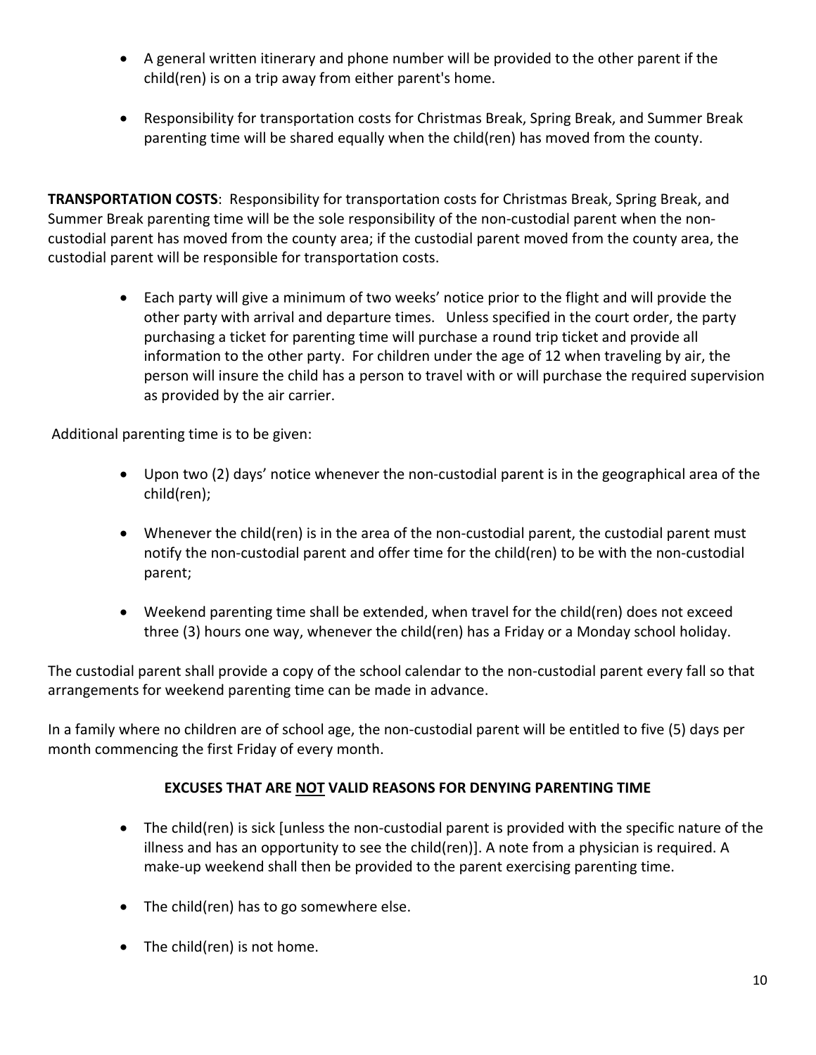- A general written itinerary and phone number will be provided to the other parent if the child(ren) is on a trip away from either parent's home.

- Responsibility for transportation costs for Christmas Break, Spring Break, and Summer Break parenting time will be shared equally when the child(ren) has moved from the county.

**TRANSPORTATION COSTS**: Responsibility for transportation costs for Christmas Break, Spring Break, and Summer Break parenting time will be the sole responsibility of the non-custodial parent when the non-custodial parent has moved from the county area; if the custodial parent moved from the county area, the custodial parent will be responsible for transportation costs.

- Each party will give a minimum of two weeks' notice prior to the flight and will provide the other party with arrival and departure times. Unless specified in the court order, the party purchasing a ticket for parenting time will purchase a round trip ticket and provide all information to the other party. For children under the age of 12 when traveling by air, the person will insure the child has a person to travel with or will purchase the required supervision as provided by the air carrier.

Additional parenting time is to be given:

- Upon two (2) days' notice whenever the non-custodial parent is in the geographical area of the child(ren);

- Whenever the child(ren) is in the area of the non-custodial parent, the custodial parent must notify the non-custodial parent and offer time for the child(ren) to be with the non-custodial parent;

- Weekend parenting time shall be extended, when travel for the child(ren) does not exceed three (3) hours one way, whenever the child(ren) has a Friday or a Monday school holiday.

The custodial parent shall provide a copy of the school calendar to the non-custodial parent every fall so that arrangements for weekend parenting time can be made in advance.

In a family where no children are of school age, the non-custodial parent will be entitled to five (5) days per month commencing the first Friday of every month.

## EXCUSES THAT ARE NOT VALID REASONS FOR DENYING PARENTING TIME

- The child(ren) is sick [unless the non-custodial parent is provided with the specific nature of the illness and has an opportunity to see the child(ren)]. A note from a physician is required. A make-up weekend shall then be provided to the parent exercising parenting time.

- The child(ren) has to go somewhere else.

- The child(ren) is not home.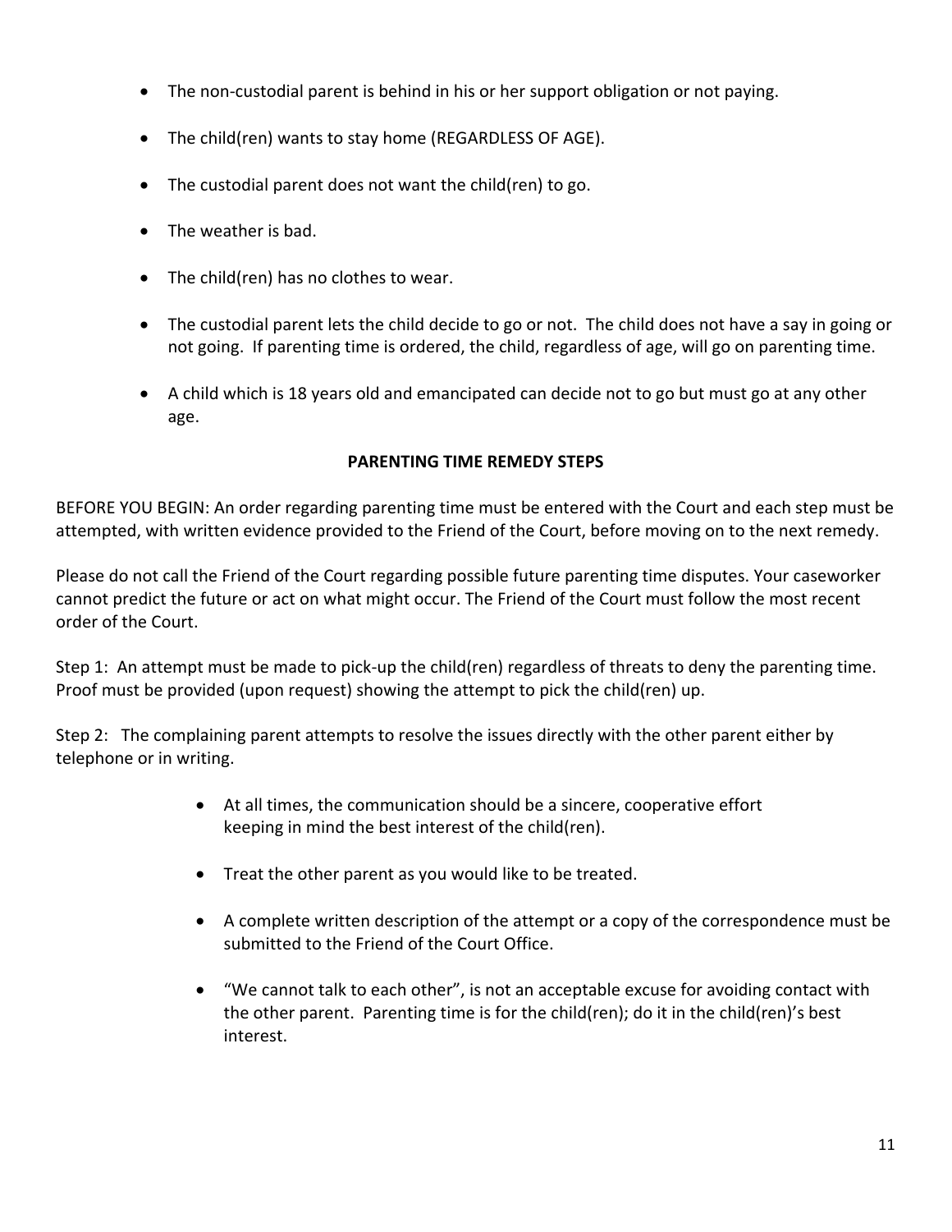- The non-custodial parent is behind in his or her support obligation or not paying.
- The child(ren) wants to stay home (REGARDLESS OF AGE).
- The custodial parent does not want the child(ren) to go.
- The weather is bad.
- The child(ren) has no clothes to wear.
- The custodial parent lets the child decide to go or not. The child does not have a say in going or not going. If parenting time is ordered, the child, regardless of age, will go on parenting time.
- A child which is 18 years old and emancipated can decide not to go but must go at any other age.

## PARENTING TIME REMEDY STEPS

BEFORE YOU BEGIN: An order regarding parenting time must be entered with the Court and each step must be attempted, with written evidence provided to the Friend of the Court, before moving on to the next remedy.

Please do not call the Friend of the Court regarding possible future parenting time disputes. Your caseworker cannot predict the future or act on what might occur. The Friend of the Court must follow the most recent order of the Court.

Step 1: An attempt must be made to pick-up the child(ren) regardless of threats to deny the parenting time. Proof must be provided (upon request) showing the attempt to pick the child(ren) up.

Step 2: The complaining parent attempts to resolve the issues directly with the other parent either by telephone or in writing.

- At all times, the communication should be a sincere, cooperative effort keeping in mind the best interest of the child(ren).
- Treat the other parent as you would like to be treated.
- A complete written description of the attempt or a copy of the correspondence must be submitted to the Friend of the Court Office.
- "We cannot talk to each other", is not an acceptable excuse for avoiding contact with the other parent. Parenting time is for the child(ren); do it in the child(ren)'s best interest.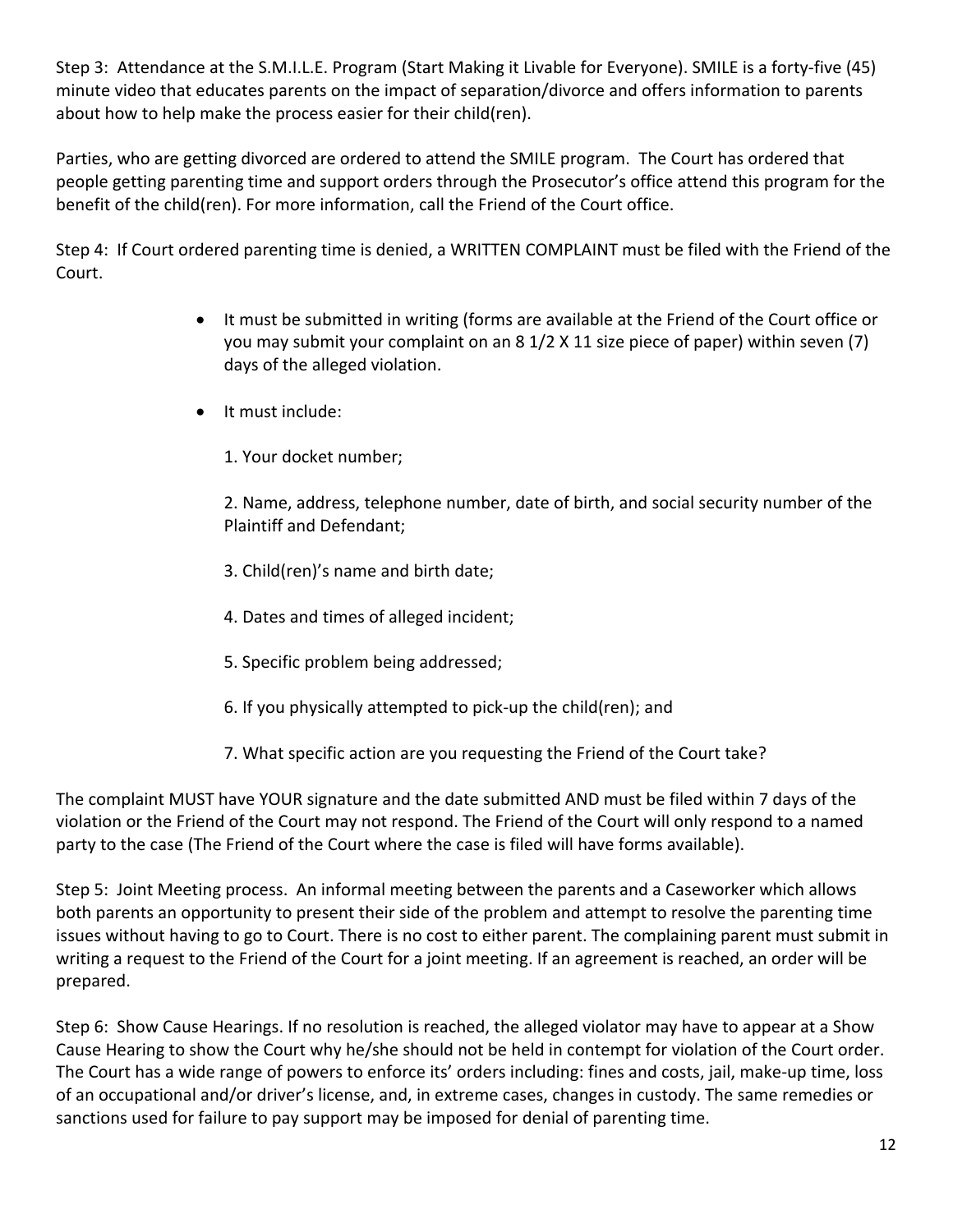Step 3: Attendance at the S.M.I.L.E. Program (Start Making it Livable for Everyone). SMILE is a forty-five (45) minute video that educates parents on the impact of separation/divorce and offers information to parents about how to help make the process easier for their child(ren).

Parties, who are getting divorced are ordered to attend the SMILE program. The Court has ordered that people getting parenting time and support orders through the Prosecutor's office attend this program for the benefit of the child(ren). For more information, call the Friend of the Court office.

Step 4: If Court ordered parenting time is denied, a WRITTEN COMPLAINT must be filed with the Friend of the Court.

- It must be submitted in writing (forms are available at the Friend of the Court office or you may submit your complaint on an 8 1/2 X 11 size piece of paper) within seven (7) days of the alleged violation.
- It must include:

  1. Your docket number;

  2. Name, address, telephone number, date of birth, and social security number of the Plaintiff and Defendant;

  3. Child(ren)'s name and birth date;

  4. Dates and times of alleged incident;

  5. Specific problem being addressed;

  6. If you physically attempted to pick-up the child(ren); and

  7. What specific action are you requesting the Friend of the Court take?

The complaint MUST have YOUR signature and the date submitted AND must be filed within 7 days of the violation or the Friend of the Court may not respond. The Friend of the Court will only respond to a named party to the case (The Friend of the Court where the case is filed will have forms available).

Step 5: Joint Meeting process. An informal meeting between the parents and a Caseworker which allows both parents an opportunity to present their side of the problem and attempt to resolve the parenting time issues without having to go to Court. There is no cost to either parent. The complaining parent must submit in writing a request to the Friend of the Court for a joint meeting. If an agreement is reached, an order will be prepared.

Step 6: Show Cause Hearings. If no resolution is reached, the alleged violator may have to appear at a Show Cause Hearing to show the Court why he/she should not be held in contempt for violation of the Court order. The Court has a wide range of powers to enforce its' orders including: fines and costs, jail, make-up time, loss of an occupational and/or driver's license, and, in extreme cases, changes in custody. The same remedies or sanctions used for failure to pay support may be imposed for denial of parenting time.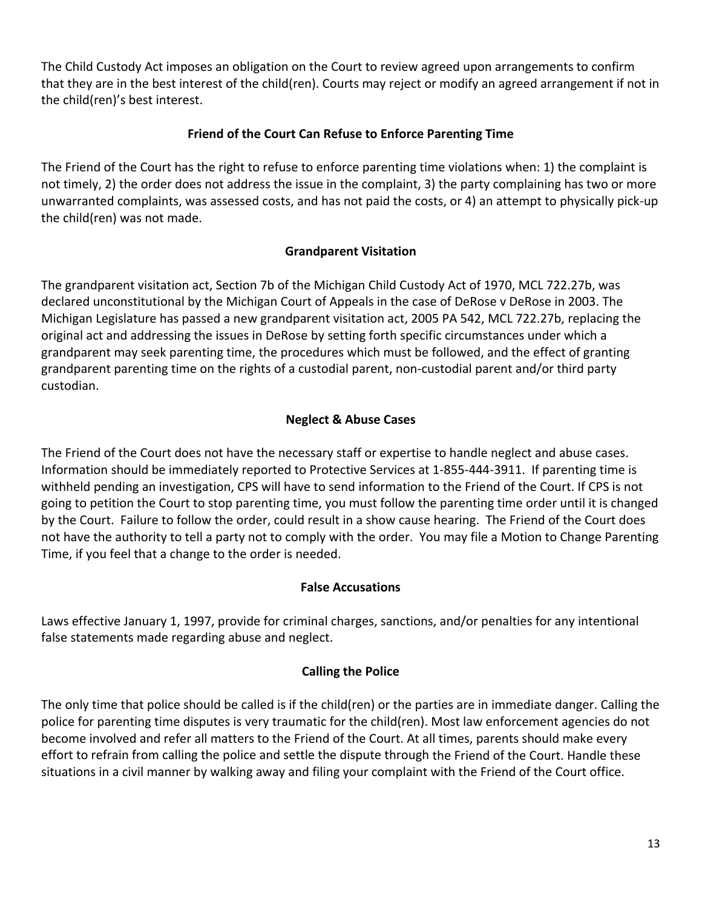The Child Custody Act imposes an obligation on the Court to review agreed upon arrangements to confirm that they are in the best interest of the child(ren). Courts may reject or modify an agreed arrangement if not in the child(ren)'s best interest.

### Friend of the Court Can Refuse to Enforce Parenting Time

The Friend of the Court has the right to refuse to enforce parenting time violations when: 1) the complaint is not timely, 2) the order does not address the issue in the complaint, 3) the party complaining has two or more unwarranted complaints, was assessed costs, and has not paid the costs, or 4) an attempt to physically pick-up the child(ren) was not made.

### Grandparent Visitation

The grandparent visitation act, Section 7b of the Michigan Child Custody Act of 1970, MCL 722.27b, was declared unconstitutional by the Michigan Court of Appeals in the case of DeRose v DeRose in 2003. The Michigan Legislature has passed a new grandparent visitation act, 2005 PA 542, MCL 722.27b, replacing the original act and addressing the issues in DeRose by setting forth specific circumstances under which a grandparent may seek parenting time, the procedures which must be followed, and the effect of granting grandparent parenting time on the rights of a custodial parent, non-custodial parent and/or third party custodian.

### Neglect & Abuse Cases

The Friend of the Court does not have the necessary staff or expertise to handle neglect and abuse cases. Information should be immediately reported to Protective Services at 1-855-444-3911. If parenting time is withheld pending an investigation, CPS will have to send information to the Friend of the Court. If CPS is not going to petition the Court to stop parenting time, you must follow the parenting time order until it is changed by the Court. Failure to follow the order, could result in a show cause hearing. The Friend of the Court does not have the authority to tell a party not to comply with the order. You may file a Motion to Change Parenting Time, if you feel that a change to the order is needed.

### False Accusations

Laws effective January 1, 1997, provide for criminal charges, sanctions, and/or penalties for any intentional false statements made regarding abuse and neglect.

### Calling the Police

The only time that police should be called is if the child(ren) or the parties are in immediate danger. Calling the police for parenting time disputes is very traumatic for the child(ren). Most law enforcement agencies do not become involved and refer all matters to the Friend of the Court. At all times, parents should make every effort to refrain from calling the police and settle the dispute through the Friend of the Court. Handle these situations in a civil manner by walking away and filing your complaint with the Friend of the Court office.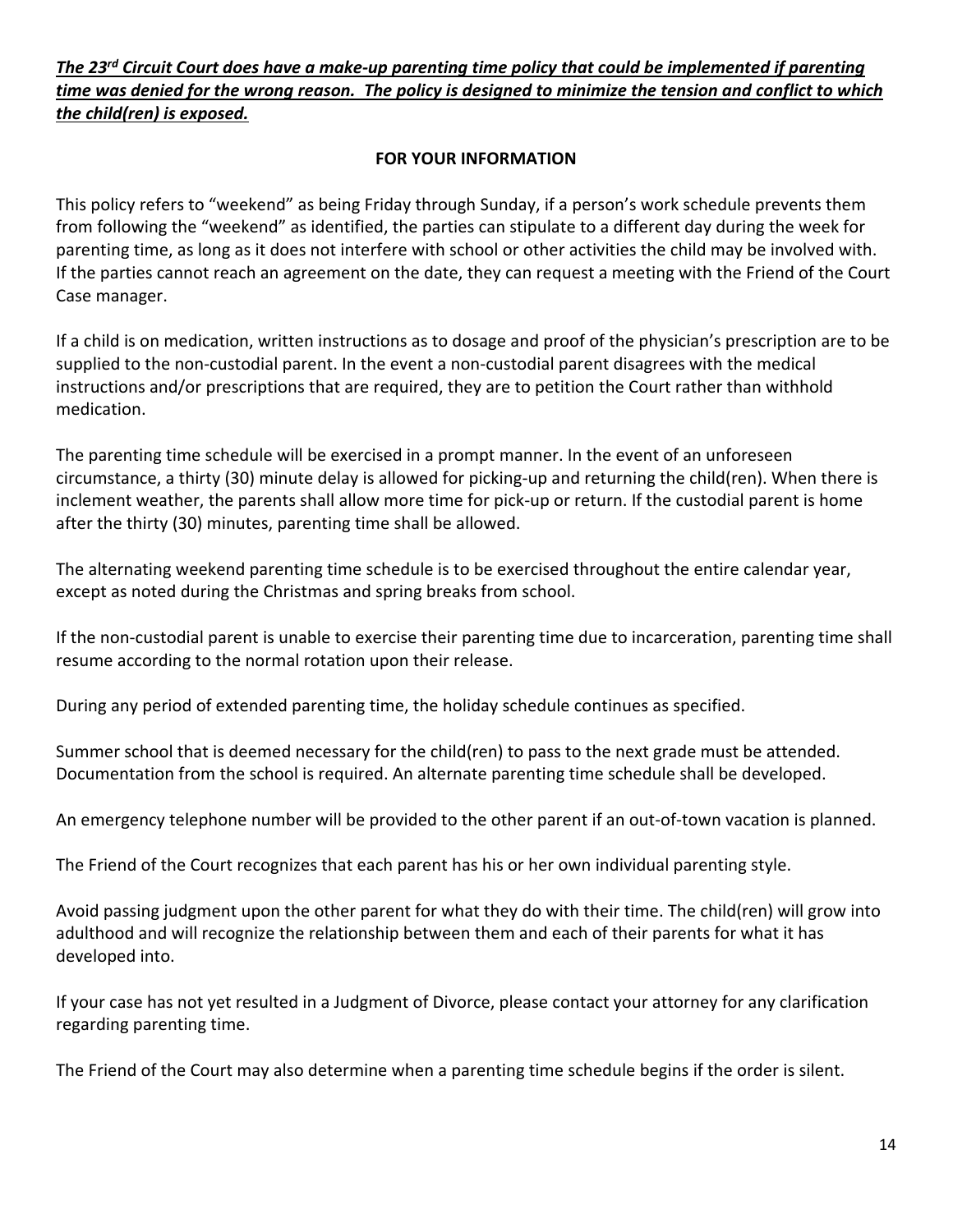***The 23rd Circuit Court does have a make-up parenting time policy that could be implemented if parenting time was denied for the wrong reason. The policy is designed to minimize the tension and conflict to which the child(ren) is exposed.***

**FOR YOUR INFORMATION**

This policy refers to "weekend" as being Friday through Sunday, if a person's work schedule prevents them from following the "weekend" as identified, the parties can stipulate to a different day during the week for parenting time, as long as it does not interfere with school or other activities the child may be involved with. If the parties cannot reach an agreement on the date, they can request a meeting with the Friend of the Court Case manager.

If a child is on medication, written instructions as to dosage and proof of the physician's prescription are to be supplied to the non-custodial parent. In the event a non-custodial parent disagrees with the medical instructions and/or prescriptions that are required, they are to petition the Court rather than withhold medication.

The parenting time schedule will be exercised in a prompt manner. In the event of an unforeseen circumstance, a thirty (30) minute delay is allowed for picking-up and returning the child(ren). When there is inclement weather, the parents shall allow more time for pick-up or return. If the custodial parent is home after the thirty (30) minutes, parenting time shall be allowed.

The alternating weekend parenting time schedule is to be exercised throughout the entire calendar year, except as noted during the Christmas and spring breaks from school.

If the non-custodial parent is unable to exercise their parenting time due to incarceration, parenting time shall resume according to the normal rotation upon their release.

During any period of extended parenting time, the holiday schedule continues as specified.

Summer school that is deemed necessary for the child(ren) to pass to the next grade must be attended. Documentation from the school is required. An alternate parenting time schedule shall be developed.

An emergency telephone number will be provided to the other parent if an out-of-town vacation is planned.

The Friend of the Court recognizes that each parent has his or her own individual parenting style.

Avoid passing judgment upon the other parent for what they do with their time. The child(ren) will grow into adulthood and will recognize the relationship between them and each of their parents for what it has developed into.

If your case has not yet resulted in a Judgment of Divorce, please contact your attorney for any clarification regarding parenting time.

The Friend of the Court may also determine when a parenting time schedule begins if the order is silent.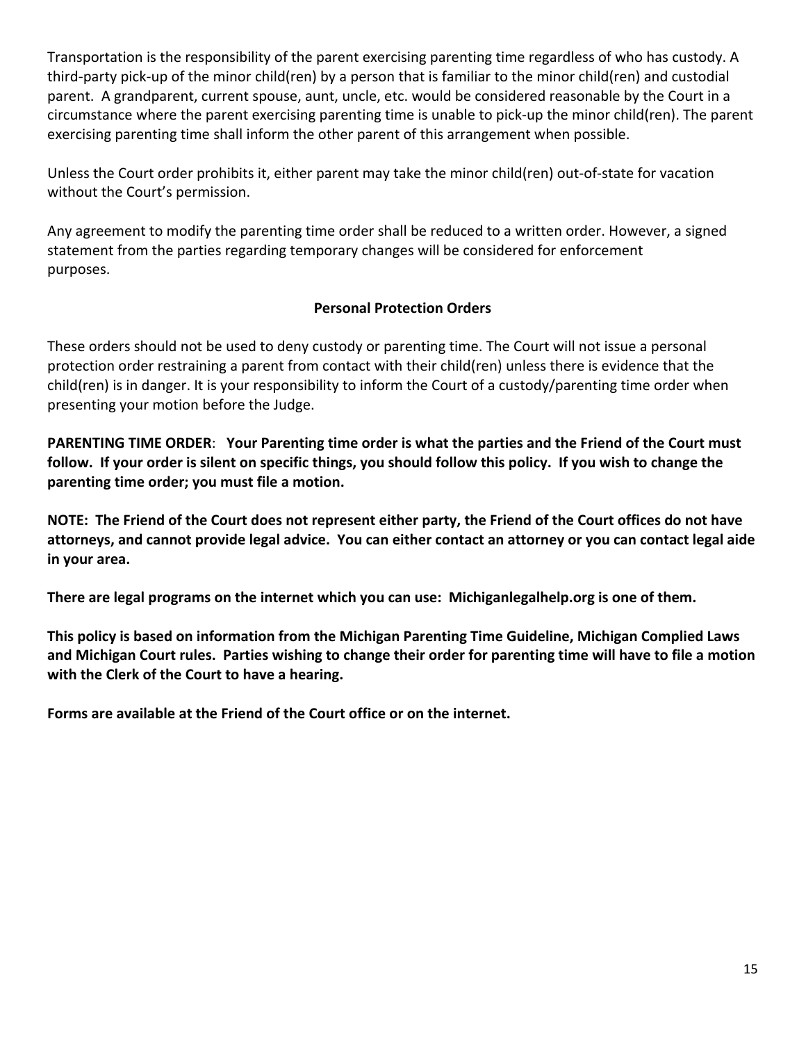Transportation is the responsibility of the parent exercising parenting time regardless of who has custody. A third-party pick-up of the minor child(ren) by a person that is familiar to the minor child(ren) and custodial parent. A grandparent, current spouse, aunt, uncle, etc. would be considered reasonable by the Court in a circumstance where the parent exercising parenting time is unable to pick-up the minor child(ren). The parent exercising parenting time shall inform the other parent of this arrangement when possible.

Unless the Court order prohibits it, either parent may take the minor child(ren) out-of-state for vacation without the Court's permission.

Any agreement to modify the parenting time order shall be reduced to a written order. However, a signed statement from the parties regarding temporary changes will be considered for enforcement purposes.

## Personal Protection Orders

These orders should not be used to deny custody or parenting time. The Court will not issue a personal protection order restraining a parent from contact with their child(ren) unless there is evidence that the child(ren) is in danger. It is your responsibility to inform the Court of a custody/parenting time order when presenting your motion before the Judge.

**PARENTING TIME ORDER**: **Your Parenting time order is what the parties and the Friend of the Court must follow. If your order is silent on specific things, you should follow this policy. If you wish to change the parenting time order; you must file a motion.**

**NOTE: The Friend of the Court does not represent either party, the Friend of the Court offices do not have attorneys, and cannot provide legal advice. You can either contact an attorney or you can contact legal aide in your area.**

**There are legal programs on the internet which you can use: Michiganlegalhelp.org is one of them.**

**This policy is based on information from the Michigan Parenting Time Guideline, Michigan Complied Laws and Michigan Court rules. Parties wishing to change their order for parenting time will have to file a motion with the Clerk of the Court to have a hearing.**

**Forms are available at the Friend of the Court office or on the internet.**